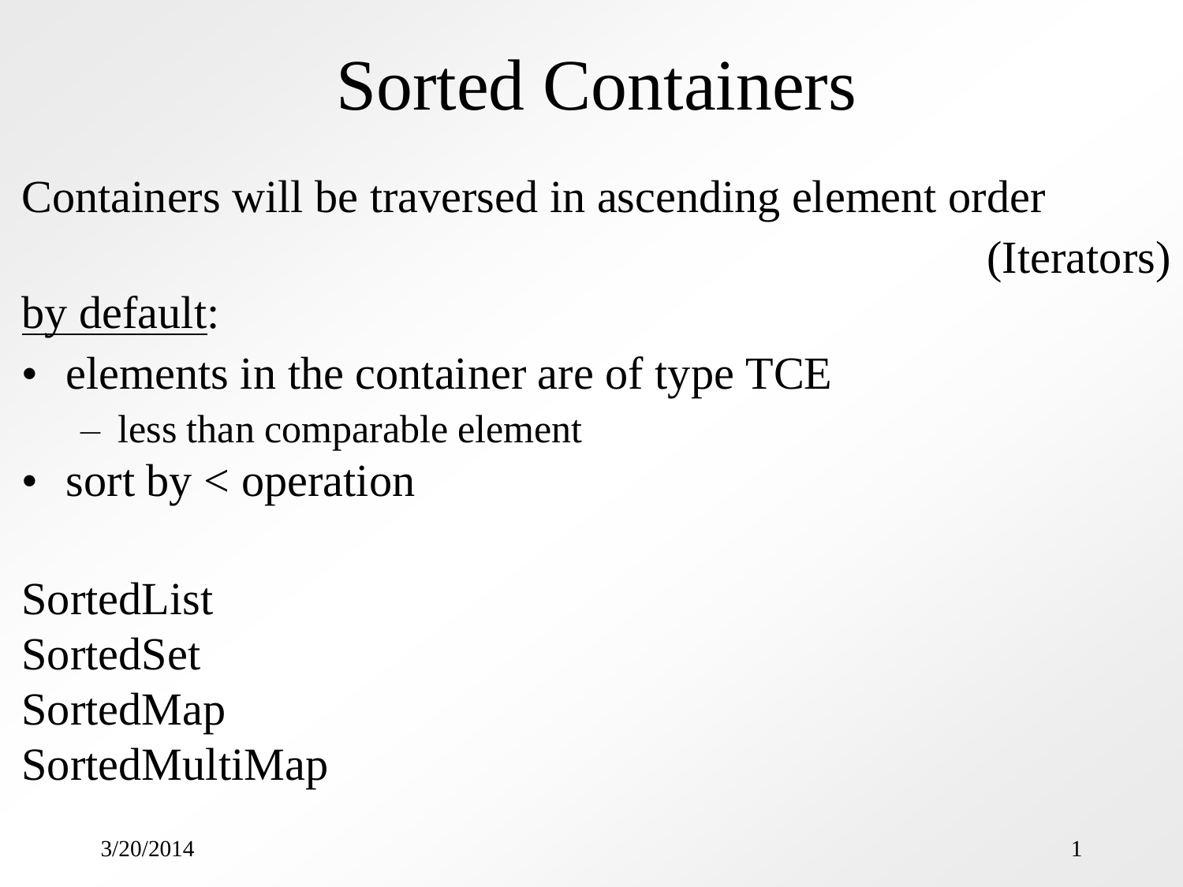# Sorted Containers

Containers will be traversed in ascending element order

(Iterators)

by default:

- elements in the container are of type TCE
  - less than comparable element
- sort by < operation

SortedList
SortedSet
SortedMap
SortedMultiMap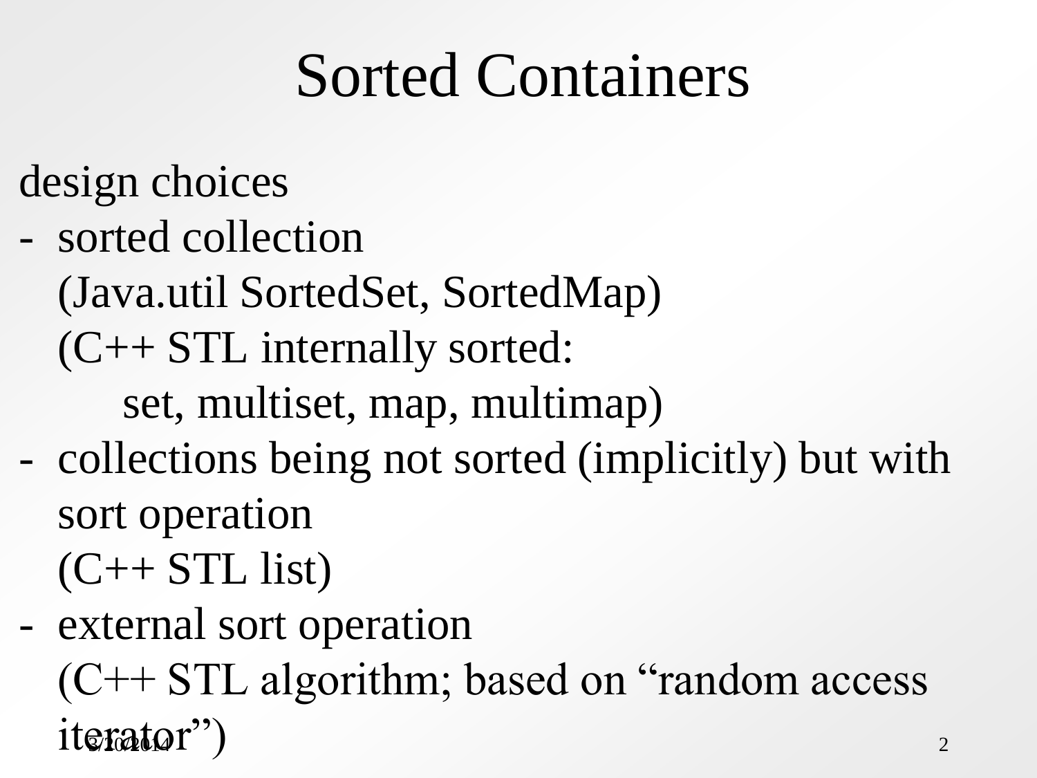# Sorted Containers

design choices

- sorted collection
  (Java.util SortedSet, SortedMap)
  (C++ STL internally sorted:
  set, multiset, map, multimap)
- collections being not sorted (implicitly) but with sort operation
  (C++ STL list)
- external sort operation
  (C++ STL algorithm; based on “random access iterator”)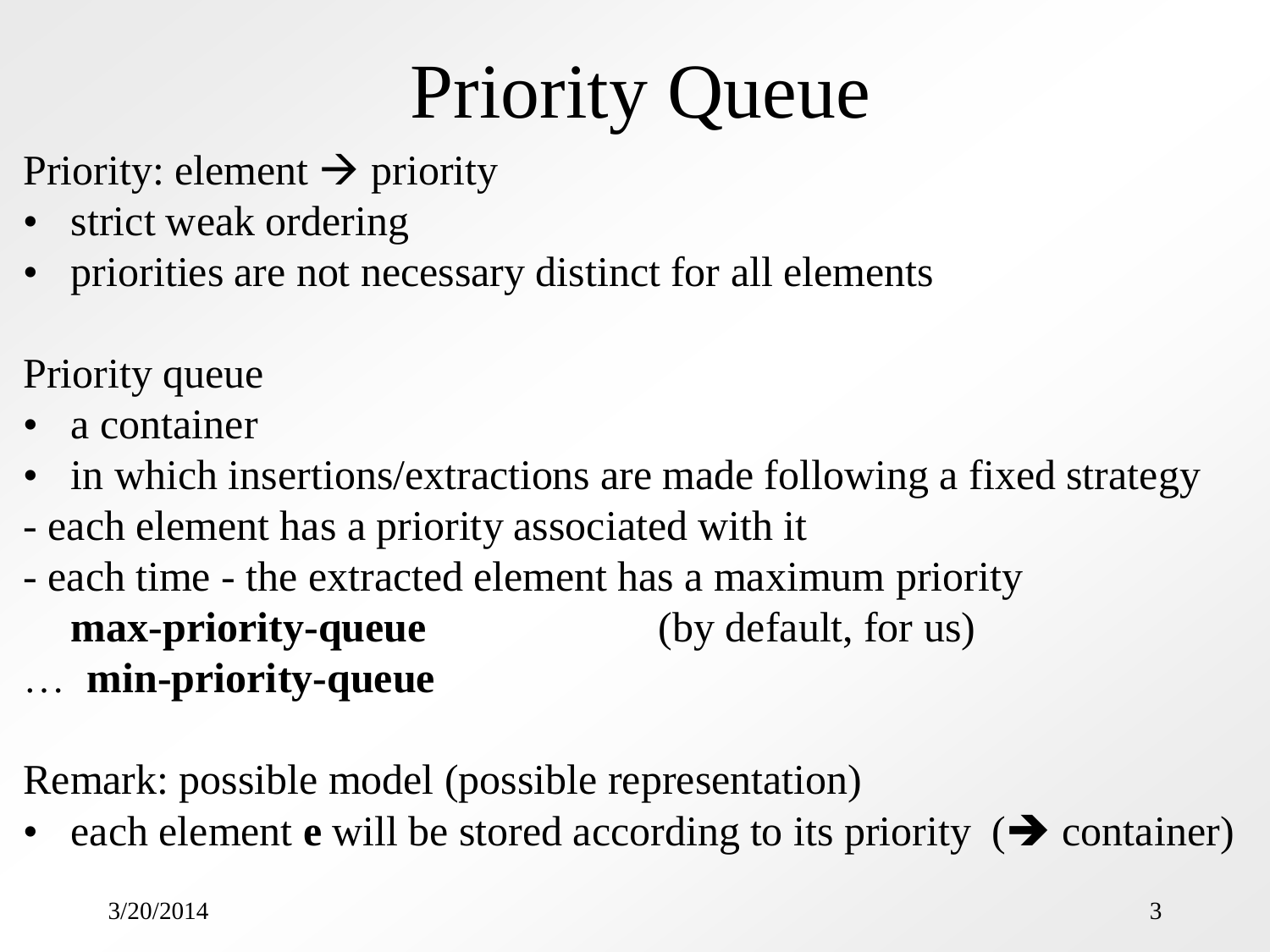# Priority Queue

Priority: element → priority

- strict weak ordering
- priorities are not necessary distinct for all elements

Priority queue

- a container
- in which insertions/extractions are made following a fixed strategy

- each element has a priority associated with it
- each time - the extracted element has a maximum priority

  **max-priority-queue** (by default, for us)

… **min-priority-queue**

Remark: possible model (possible representation)

- each element **e** will be stored according to its priority (➔ container)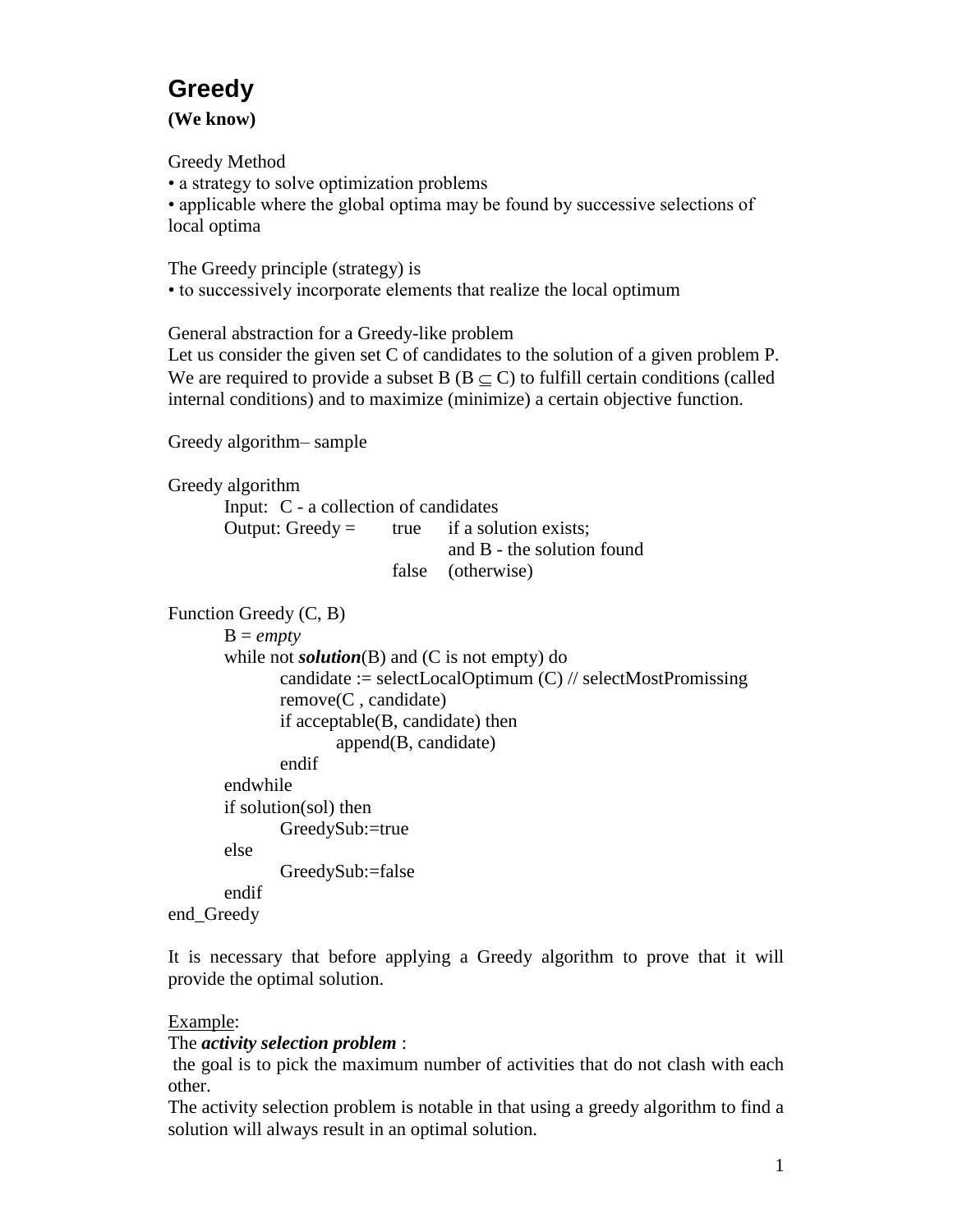# Greedy

**(We know)**

Greedy Method
- a strategy to solve optimization problems
- applicable where the global optima may be found by successive selections of local optima

The Greedy principle (strategy) is
- to successively incorporate elements that realize the local optimum

General abstraction for a Greedy-like problem
Let us consider the given set C of candidates to the solution of a given problem P. We are required to provide a subset B ($B \subseteq C$) to fulfill certain conditions (called internal conditions) and to maximize (minimize) a certain objective function.

Greedy algorithm– sample

```
Greedy algorithm
        Input:  C - a collection of candidates
        Output: Greedy =     true    if a solution exists;
                                     and B - the solution found
                             false   (otherwise)

Function Greedy (C, B)
        B = empty
        while not solution(B) and (C is not empty) do
                candidate := selectLocalOptimum (C) // selectMostPromissing
                remove(C , candidate)
                if acceptable(B, candidate) then
                        append(B, candidate)
                endif
        endwhile
        if solution(sol) then
                GreedySub:=true
        else
                GreedySub:=false
        endif
end_Greedy
```

It is necessary that before applying a Greedy algorithm to prove that it will provide the optimal solution.

Example:
The ***activity selection problem*** :
the goal is to pick the maximum number of activities that do not clash with each other.
The activity selection problem is notable in that using a greedy algorithm to find a solution will always result in an optimal solution.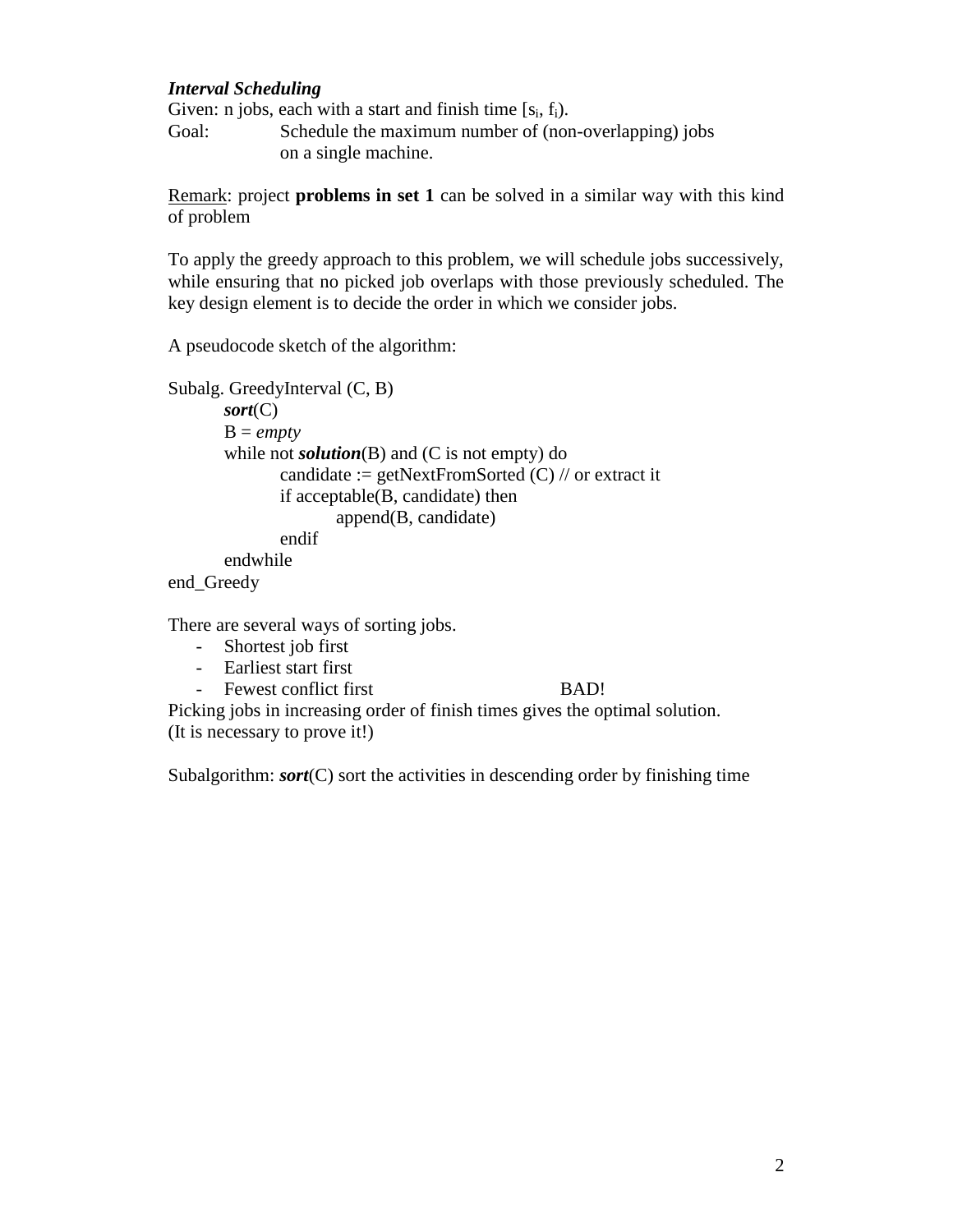***Interval Scheduling***

Given: n jobs, each with a start and finish time [$s_i$, $f_i$).

Goal: Schedule the maximum number of (non-overlapping) jobs on a single machine.

<u>Remark</u>: project **problems in set 1** can be solved in a similar way with this kind of problem

To apply the greedy approach to this problem, we will schedule jobs successively, while ensuring that no picked job overlaps with those previously scheduled. The key design element is to decide the order in which we consider jobs.

A pseudocode sketch of the algorithm:

```
Subalg. GreedyInterval (C, B)
        sort(C)
        B = empty
        while not solution(B) and (C is not empty) do
                candidate := getNextFromSorted (C) // or extract it
                if acceptable(B, candidate) then
                        append(B, candidate)
                endif
        endwhile
end_Greedy
```

There are several ways of sorting jobs.

- Shortest job first
- Earliest start first
- Fewest conflict first BAD!

Picking jobs in increasing order of finish times gives the optimal solution.
(It is necessary to prove it!)

Subalgorithm: ***sort***(C) sort the activities in descending order by finishing time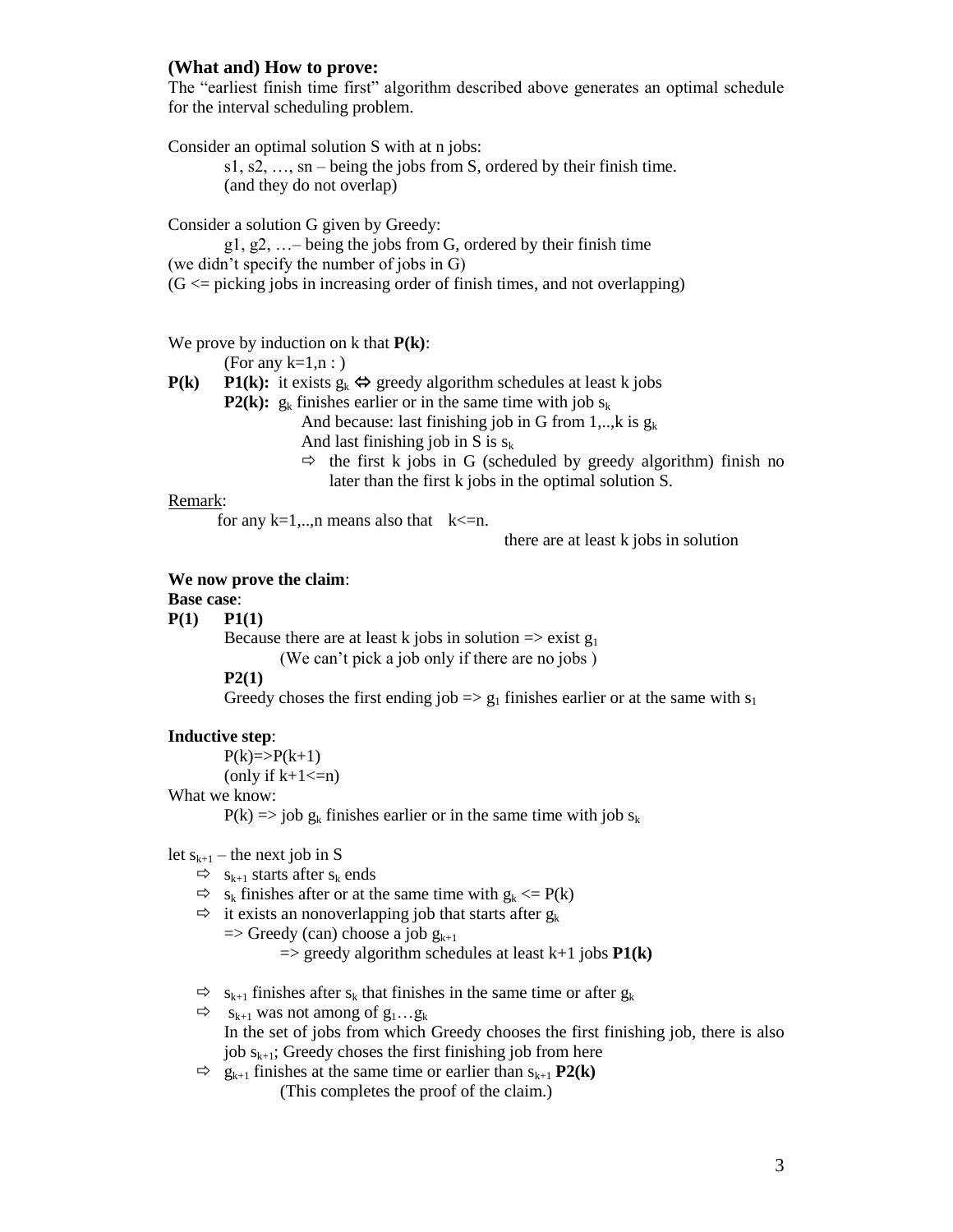**(What and) How to prove:**

The "earliest finish time first" algorithm described above generates an optimal schedule for the interval scheduling problem.

Consider an optimal solution S with at n jobs:

s1, s2, …, sn – being the jobs from S, ordered by their finish time.
(and they do not overlap)

Consider a solution G given by Greedy:

g1, g2, …– being the jobs from G, ordered by their finish time

(we didn't specify the number of jobs in G)

(G <= picking jobs in increasing order of finish times, and not overlapping)

We prove by induction on k that **P(k)**:

(For any k=1,n : )

**P(k)** **P1(k):** it exists $g_k \Leftrightarrow$ greedy algorithm schedules at least k jobs

**P2(k):** $g_k$ finishes earlier or in the same time with job $s_k$

And because: last finishing job in G from 1,..,k is $g_k$

And last finishing job in S is $s_k$

- $\Rightarrow$ the first k jobs in G (scheduled by greedy algorithm) finish no later than the first k jobs in the optimal solution S.

Remark:

for any k=1,..,n means also that k<=n.

there are at least k jobs in solution

**We now prove the claim**:

**Base case**:

**P(1)** **P1(1)**

Because there are at least k jobs in solution => exist $g_1$

(We can't pick a job only if there are no jobs )

**P2(1)**

Greedy choses the first ending job => $g_1$ finishes earlier or at the same with $s_1$

**Inductive step**:

P(k)=>P(k+1)

(only if k+1<=n)

What we know:

P(k) => job $g_k$ finishes earlier or in the same time with job $s_k$

let $s_{k+1}$ – the next job in S

- $\Rightarrow$ $s_{k+1}$ starts after $s_k$ ends
- $\Rightarrow$ $s_k$ finishes after or at the same time with $g_k$ <= P(k)
- $\Rightarrow$ it exists an nonoverlapping job that starts after $g_k$
  => Greedy (can) choose a job $g_{k+1}$
  => greedy algorithm schedules at least k+1 jobs **P1(k)**

- $\Rightarrow$ $s_{k+1}$ finishes after $s_k$ that finishes in the same time or after $g_k$
- $\Rightarrow$ $s_{k+1}$ was not among of $g_1 \ldots g_k$
  In the set of jobs from which Greedy chooses the first finishing job, there is also job $s_{k+1}$; Greedy choses the first finishing job from here
- $\Rightarrow$ $g_{k+1}$ finishes at the same time or earlier than $s_{k+1}$ **P2(k)**
  (This completes the proof of the claim.)